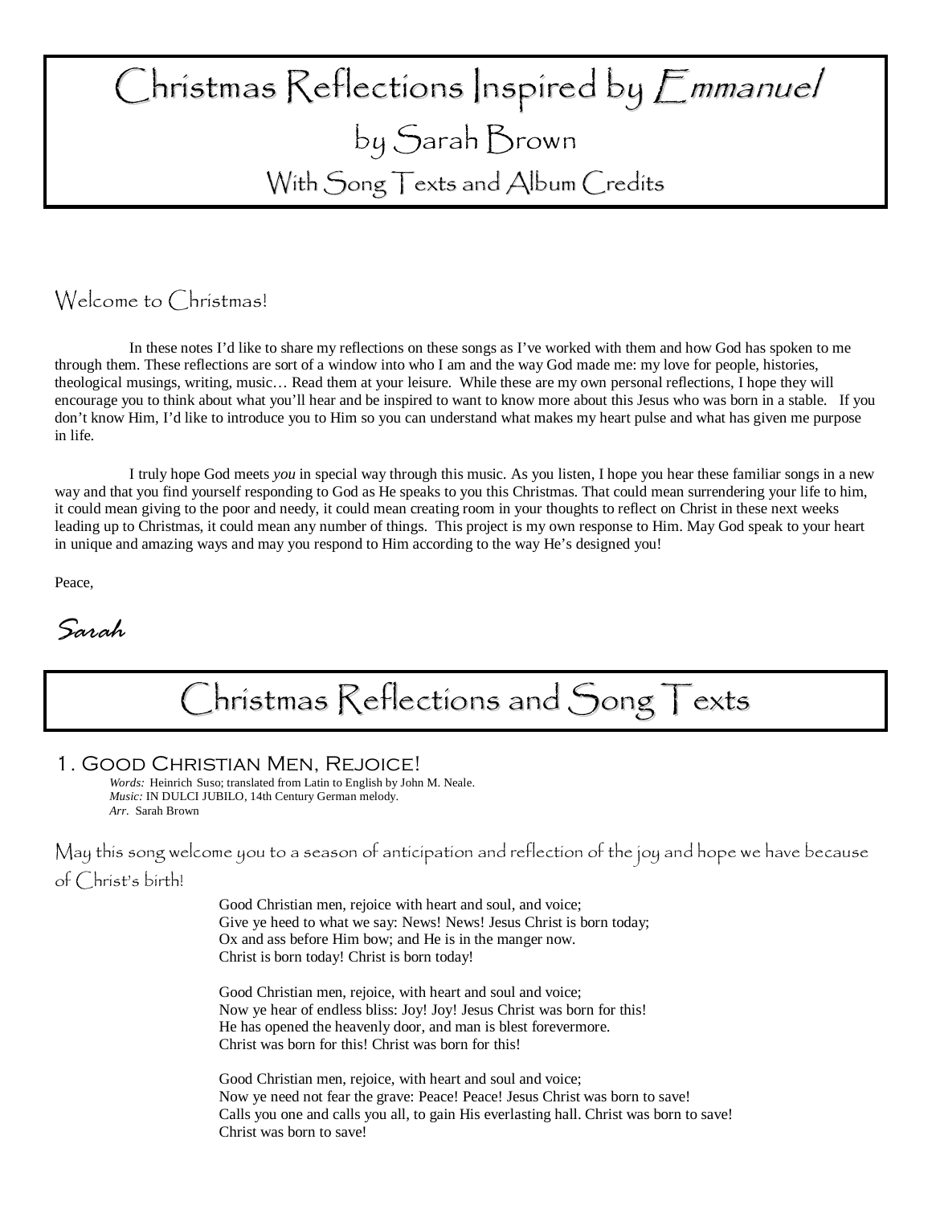# Christmas Reflections Inspired by *Emmanuel*

## by Sarah Brown

### With Song Texts and Album Credits

Welcome to Christmas!

In these notes I'd like to share my reflections on these songs as I've worked with them and how God has spoken to me through them. These reflections are sort of a window into who I am and the way God made me: my love for people, histories, theological musings, writing, music… Read them at your leisure. While these are my own personal reflections, I hope they will encourage you to think about what you'll hear and be inspired to want to know more about this Jesus who was born in a stable. If you don't know Him, I'd like to introduce you to Him so you can understand what makes my heart pulse and what has given me purpose in life.

I truly hope God meets *you* in special way through this music. As you listen, I hope you hear these familiar songs in a new way and that you find yourself responding to God as He speaks to you this Christmas. That could mean surrendering your life to him, it could mean giving to the poor and needy, it could mean creating room in your thoughts to reflect on Christ in these next weeks leading up to Christmas, it could mean any number of things. This project is my own response to Him. May God speak to your heart in unique and amazing ways and may you respond to Him according to the way He's designed you!

Peace,

*Sarah*

# Christmas Reflections and Song Texts

## 1. Good Christian Men, Rejoice!

*Words:* Heinrich Suso; translated from Latin to English by John M. Neale.
*Music:* IN DULCI JUBILO, 14th Century German melody.
*Arr.* Sarah Brown

May this song welcome you to a season of anticipation and reflection of the joy and hope we have because of Christ's birth!

Good Christian men, rejoice with heart and soul, and voice;
Give ye heed to what we say: News! News! Jesus Christ is born today;
Ox and ass before Him bow; and He is in the manger now.
Christ is born today! Christ is born today!

Good Christian men, rejoice, with heart and soul and voice;
Now ye hear of endless bliss: Joy! Joy! Jesus Christ was born for this!
He has opened the heavenly door, and man is blest forevermore.
Christ was born for this! Christ was born for this!

Good Christian men, rejoice, with heart and soul and voice;
Now ye need not fear the grave: Peace! Peace! Jesus Christ was born to save!
Calls you one and calls you all, to gain His everlasting hall. Christ was born to save!
Christ was born to save!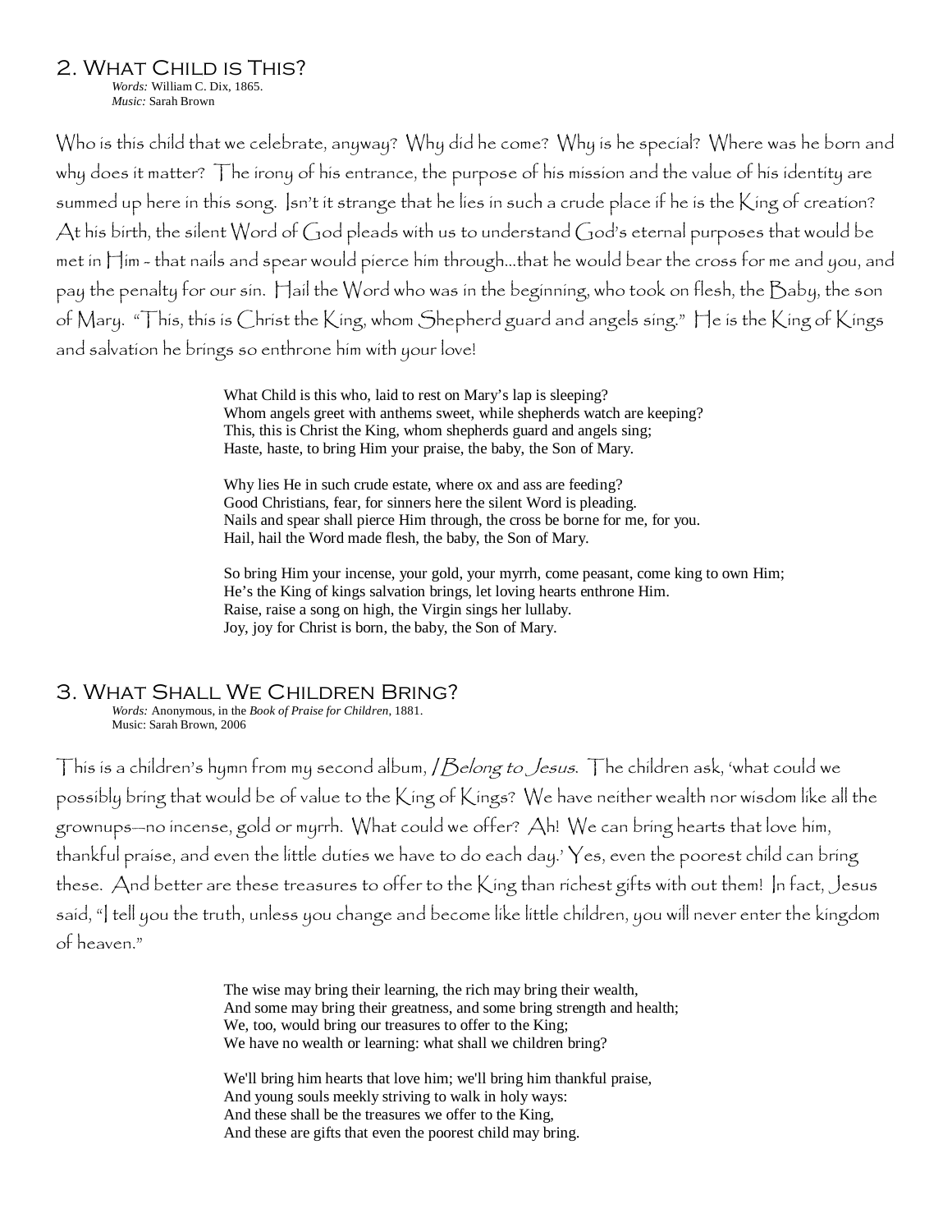## 2. What Child is This?

*Words:* William C. Dix, 1865.
*Music:* Sarah Brown

Who is this child that we celebrate, anyway? Why did he come? Why is he special? Where was he born and why does it matter? The irony of his entrance, the purpose of his mission and the value of his identity are summed up here in this song. Isn't it strange that he lies in such a crude place if he is the King of creation? At his birth, the silent Word of God pleads with us to understand God's eternal purposes that would be met in Him - that nails and spear would pierce him through...that he would bear the cross for me and you, and pay the penalty for our sin. Hail the Word who was in the beginning, who took on flesh, the Baby, the son of Mary. "This, this is Christ the King, whom Shepherd guard and angels sing." He is the King of Kings and salvation he brings so enthrone him with your love!

What Child is this who, laid to rest on Mary's lap is sleeping?
Whom angels greet with anthems sweet, while shepherds watch are keeping?
This, this is Christ the King, whom shepherds guard and angels sing;
Haste, haste, to bring Him your praise, the baby, the Son of Mary.

Why lies He in such crude estate, where ox and ass are feeding?
Good Christians, fear, for sinners here the silent Word is pleading.
Nails and spear shall pierce Him through, the cross be borne for me, for you.
Hail, hail the Word made flesh, the baby, the Son of Mary.

So bring Him your incense, your gold, your myrrh, come peasant, come king to own Him;
He's the King of kings salvation brings, let loving hearts enthrone Him.
Raise, raise a song on high, the Virgin sings her lullaby.
Joy, joy for Christ is born, the baby, the Son of Mary.

## 3. What Shall We Children Bring?

*Words:* Anonymous, in the *Book of Praise for Children*, 1881.
Music: Sarah Brown, 2006

This is a children's hymn from my second album, *I Belong to Jesus*. The children ask, 'what could we possibly bring that would be of value to the King of Kings? We have neither wealth nor wisdom like all the grownups—no incense, gold or myrrh. What could we offer? Ah! We can bring hearts that love him, thankful praise, and even the little duties we have to do each day.' Yes, even the poorest child can bring these. And better are these treasures to offer to the King than richest gifts with out them! In fact, Jesus said, "I tell you the truth, unless you change and become like little children, you will never enter the kingdom of heaven."

The wise may bring their learning, the rich may bring their wealth,
And some may bring their greatness, and some bring strength and health;
We, too, would bring our treasures to offer to the King;
We have no wealth or learning: what shall we children bring?

We'll bring him hearts that love him; we'll bring him thankful praise,
And young souls meekly striving to walk in holy ways:
And these shall be the treasures we offer to the King,
And these are gifts that even the poorest child may bring.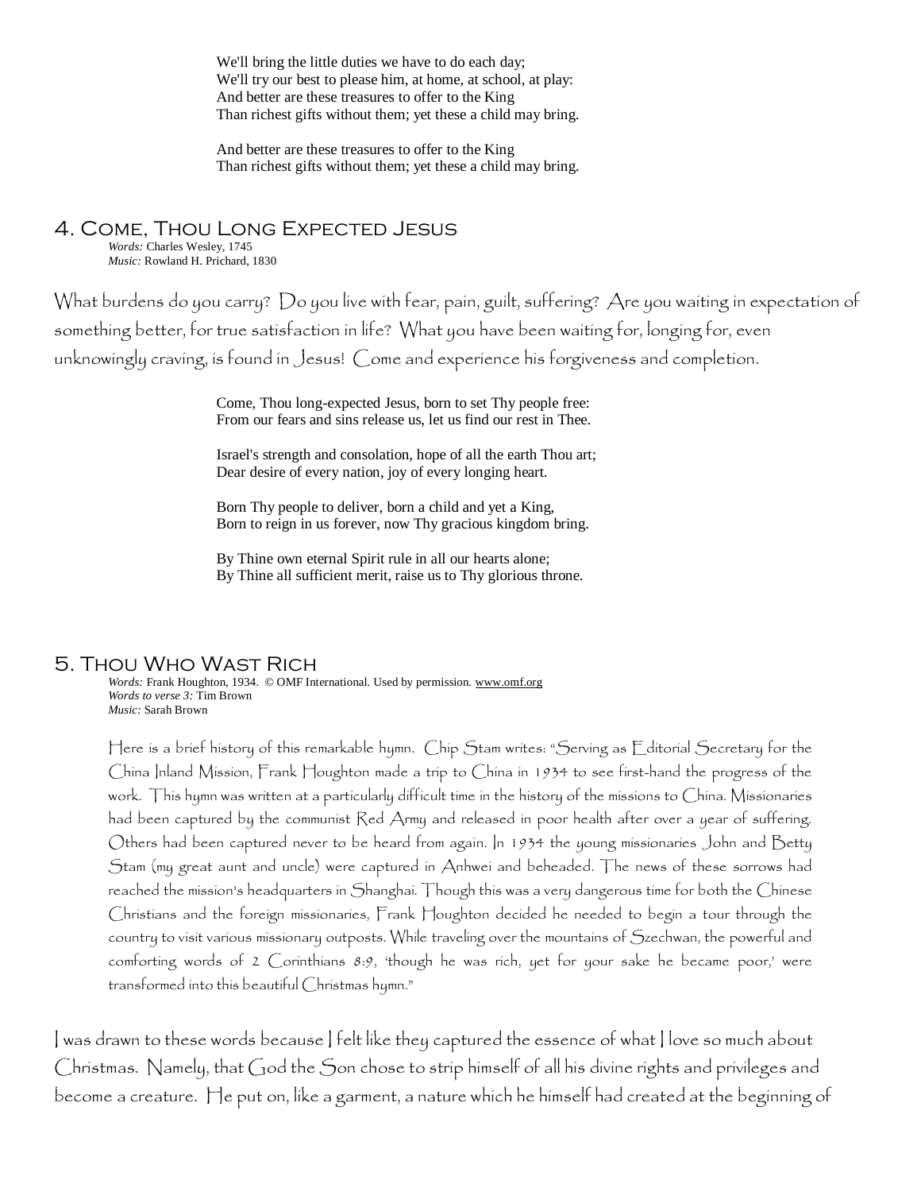We'll bring the little duties we have to do each day;
We'll try our best to please him, at home, at school, at play:
And better are these treasures to offer to the King
Than richest gifts without them; yet these a child may bring.

And better are these treasures to offer to the King
Than richest gifts without them; yet these a child may bring.

## 4. Come, Thou Long Expected Jesus

*Words:* Charles Wesley, 1745
*Music:* Rowland H. Prichard, 1830

What burdens do you carry? Do you live with fear, pain, guilt, suffering? Are you waiting in expectation of something better, for true satisfaction in life? What you have been waiting for, longing for, even unknowingly craving, is found in Jesus! Come and experience his forgiveness and completion.

Come, Thou long-expected Jesus, born to set Thy people free:
From our fears and sins release us, let us find our rest in Thee.

Israel's strength and consolation, hope of all the earth Thou art;
Dear desire of every nation, joy of every longing heart.

Born Thy people to deliver, born a child and yet a King,
Born to reign in us forever, now Thy gracious kingdom bring.

By Thine own eternal Spirit rule in all our hearts alone;
By Thine all sufficient merit, raise us to Thy glorious throne.

## 5. Thou Who Wast Rich

*Words:* Frank Houghton, 1934. © OMF International. Used by permission. www.omf.org
*Words to verse 3:* Tim Brown
*Music:* Sarah Brown

Here is a brief history of this remarkable hymn. Chip Stam writes: "Serving as Editorial Secretary for the China Inland Mission, Frank Houghton made a trip to China in 1934 to see first-hand the progress of the work. This hymn was written at a particularly difficult time in the history of the missions to China. Missionaries had been captured by the communist Red Army and released in poor health after over a year of suffering. Others had been captured never to be heard from again. In 1934 the young missionaries John and Betty Stam (my great aunt and uncle) were captured in Anhwei and beheaded. The news of these sorrows had reached the mission's headquarters in Shanghai. Though this was a very dangerous time for both the Chinese Christians and the foreign missionaries, Frank Houghton decided he needed to begin a tour through the country to visit various missionary outposts. While traveling over the mountains of Szechwan, the powerful and comforting words of 2 Corinthians 8:9, 'though he was rich, yet for your sake he became poor,' were transformed into this beautiful Christmas hymn."

I was drawn to these words because I felt like they captured the essence of what I love so much about Christmas. Namely, that God the Son chose to strip himself of all his divine rights and privileges and become a creature. He put on, like a garment, a nature which he himself had created at the beginning of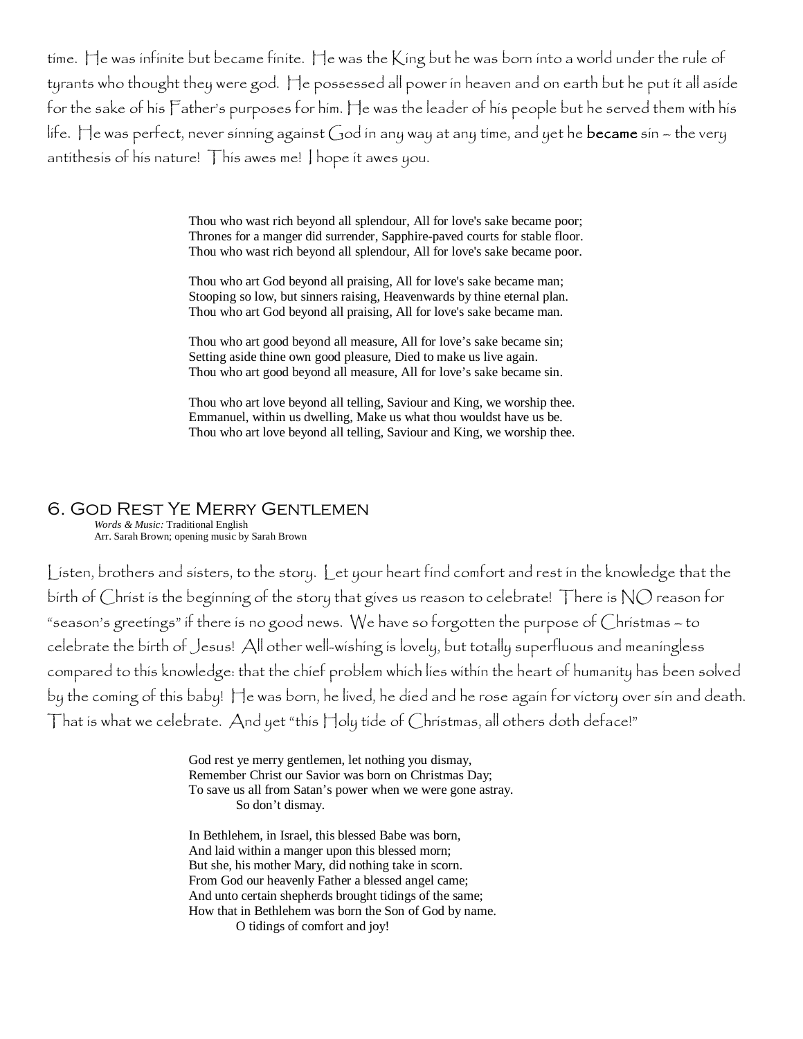time. He was infinite but became finite. He was the King but he was born into a world under the rule of tyrants who thought they were god. He possessed all power in heaven and on earth but he put it all aside for the sake of his Father's purposes for him. He was the leader of his people but he served them with his life. He was perfect, never sinning against God in any way at any time, and yet he **became** sin – the very antithesis of his nature! This awes me! I hope it awes you.

> Thou who wast rich beyond all splendour, All for love's sake became poor;
> Thrones for a manger did surrender, Sapphire-paved courts for stable floor.
> Thou who wast rich beyond all splendour, All for love's sake became poor.
>
> Thou who art God beyond all praising, All for love's sake became man;
> Stooping so low, but sinners raising, Heavenwards by thine eternal plan.
> Thou who art God beyond all praising, All for love's sake became man.
>
> Thou who art good beyond all measure, All for love's sake became sin;
> Setting aside thine own good pleasure, Died to make us live again.
> Thou who art good beyond all measure, All for love's sake became sin.
>
> Thou who art love beyond all telling, Saviour and King, we worship thee.
> Emmanuel, within us dwelling, Make us what thou wouldst have us be.
> Thou who art love beyond all telling, Saviour and King, we worship thee.

## 6. God Rest Ye Merry Gentlemen

*Words & Music:* Traditional English
Arr. Sarah Brown; opening music by Sarah Brown

Listen, brothers and sisters, to the story. Let your heart find comfort and rest in the knowledge that the birth of Christ is the beginning of the story that gives us reason to celebrate! There is NO reason for "season's greetings" if there is no good news. We have so forgotten the purpose of Christmas – to celebrate the birth of Jesus! All other well-wishing is lovely, but totally superfluous and meaningless compared to this knowledge: that the chief problem which lies within the heart of humanity has been solved by the coming of this baby! He was born, he lived, he died and he rose again for victory over sin and death. That is what we celebrate. And yet "this Holy tide of Christmas, all others doth deface!"

> God rest ye merry gentlemen, let nothing you dismay,
> Remember Christ our Savior was born on Christmas Day;
> To save us all from Satan's power when we were gone astray.
> So don't dismay.
>
> In Bethlehem, in Israel, this blessed Babe was born,
> And laid within a manger upon this blessed morn;
> But she, his mother Mary, did nothing take in scorn.
> From God our heavenly Father a blessed angel came;
> And unto certain shepherds brought tidings of the same;
> How that in Bethlehem was born the Son of God by name.
> O tidings of comfort and joy!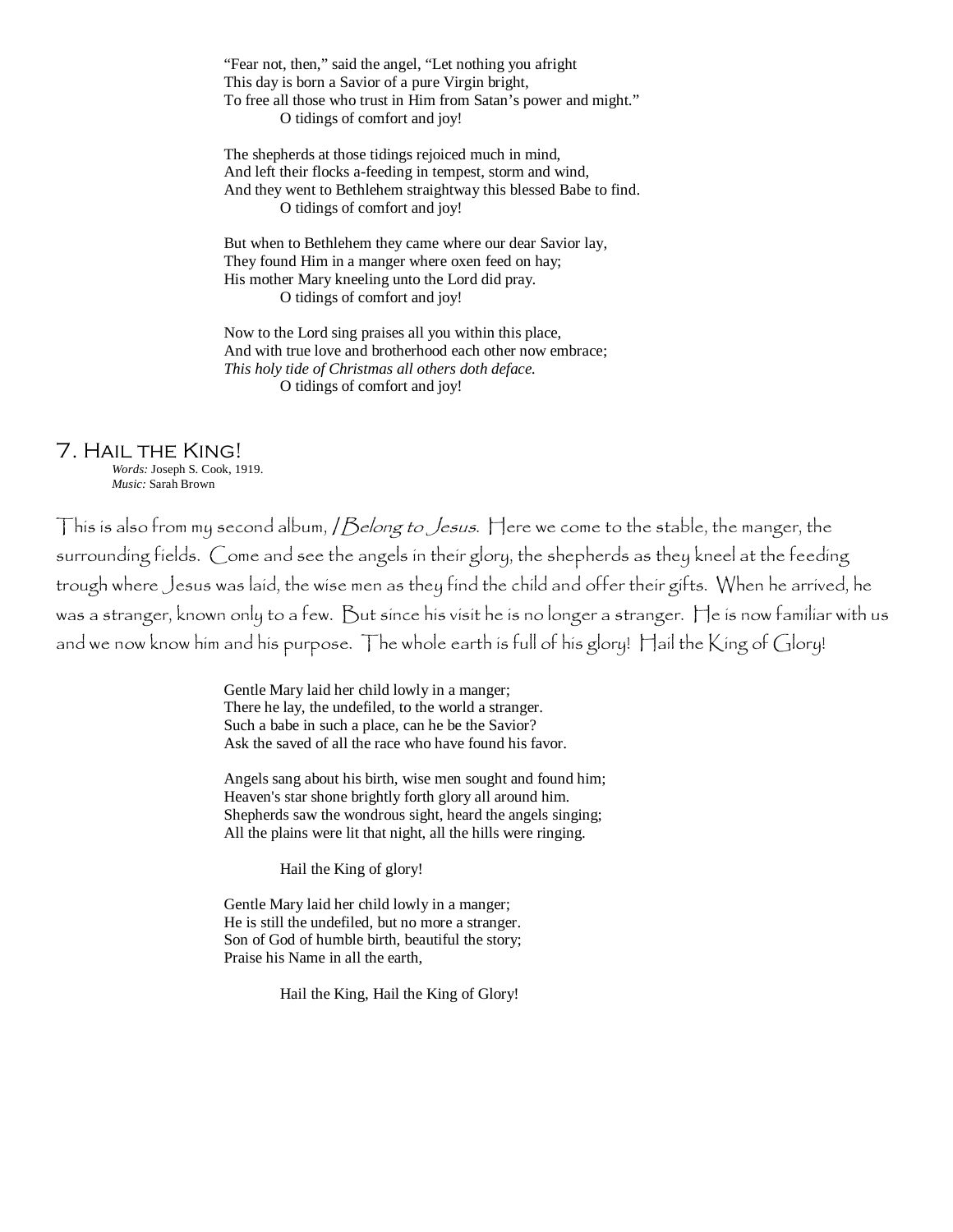"Fear not, then," said the angel, "Let nothing you afright
This day is born a Savior of a pure Virgin bright,
To free all those who trust in Him from Satan's power and might."
O tidings of comfort and joy!

The shepherds at those tidings rejoiced much in mind,
And left their flocks a-feeding in tempest, storm and wind,
And they went to Bethlehem straightway this blessed Babe to find.
O tidings of comfort and joy!

But when to Bethlehem they came where our dear Savior lay,
They found Him in a manger where oxen feed on hay;
His mother Mary kneeling unto the Lord did pray.
O tidings of comfort and joy!

Now to the Lord sing praises all you within this place,
And with true love and brotherhood each other now embrace;
*This holy tide of Christmas all others doth deface.*
O tidings of comfort and joy!

## 7. Hail the King!

*Words:* Joseph S. Cook, 1919.
*Music:* Sarah Brown

This is also from my second album, *I Belong to Jesus*. Here we come to the stable, the manger, the surrounding fields. Come and see the angels in their glory, the shepherds as they kneel at the feeding trough where Jesus was laid, the wise men as they find the child and offer their gifts. When he arrived, he was a stranger, known only to a few. But since his visit he is no longer a stranger. He is now familiar with us and we now know him and his purpose. The whole earth is full of his glory! Hail the King of Glory!

Gentle Mary laid her child lowly in a manger;
There he lay, the undefiled, to the world a stranger.
Such a babe in such a place, can he be the Savior?
Ask the saved of all the race who have found his favor.

Angels sang about his birth, wise men sought and found him;
Heaven's star shone brightly forth glory all around him.
Shepherds saw the wondrous sight, heard the angels singing;
All the plains were lit that night, all the hills were ringing.

Hail the King of glory!

Gentle Mary laid her child lowly in a manger;
He is still the undefiled, but no more a stranger.
Son of God of humble birth, beautiful the story;
Praise his Name in all the earth,

Hail the King, Hail the King of Glory!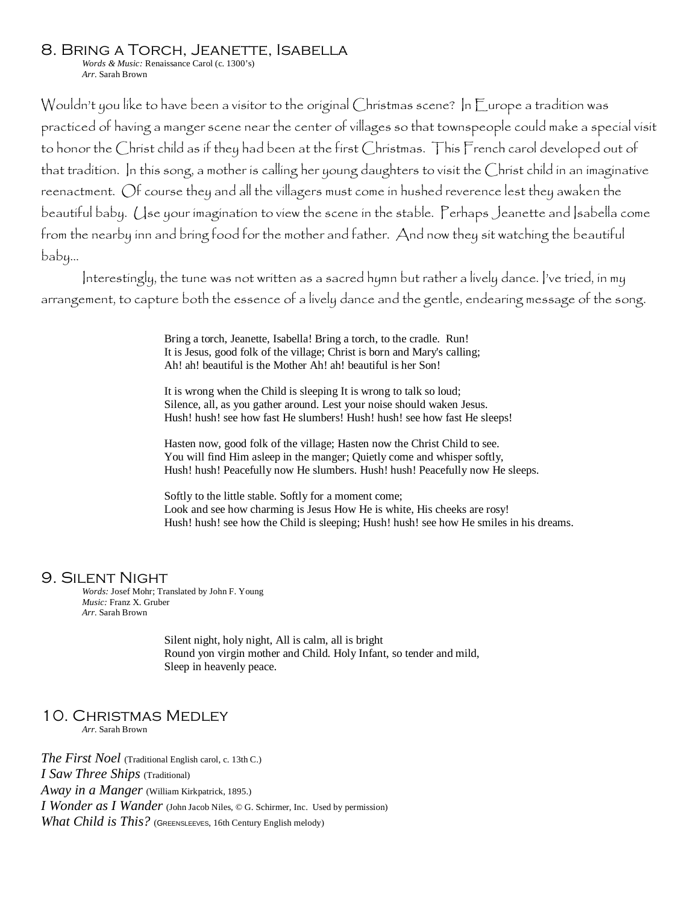## 8. Bring a Torch, Jeanette, Isabella

*Words & Music:* Renaissance Carol (c. 1300's)
*Arr.* Sarah Brown

Wouldn't you like to have been a visitor to the original Christmas scene? In Europe a tradition was practiced of having a manger scene near the center of villages so that townspeople could make a special visit to honor the Christ child as if they had been at the first Christmas. This French carol developed out of that tradition. In this song, a mother is calling her young daughters to visit the Christ child in an imaginative reenactment. Of course they and all the villagers must come in hushed reverence lest they awaken the beautiful baby. Use your imagination to view the scene in the stable. Perhaps Jeanette and Isabella come from the nearby inn and bring food for the mother and father. And now they sit watching the beautiful baby...

Interestingly, the tune was not written as a sacred hymn but rather a lively dance. I've tried, in my arrangement, to capture both the essence of a lively dance and the gentle, endearing message of the song.

Bring a torch, Jeanette, Isabella! Bring a torch, to the cradle. Run!
It is Jesus, good folk of the village; Christ is born and Mary's calling;
Ah! ah! beautiful is the Mother Ah! ah! beautiful is her Son!

It is wrong when the Child is sleeping It is wrong to talk so loud;
Silence, all, as you gather around. Lest your noise should waken Jesus.
Hush! hush! see how fast He slumbers! Hush! hush! see how fast He sleeps!

Hasten now, good folk of the village; Hasten now the Christ Child to see.
You will find Him asleep in the manger; Quietly come and whisper softly,
Hush! hush! Peacefully now He slumbers. Hush! hush! Peacefully now He sleeps.

Softly to the little stable. Softly for a moment come;
Look and see how charming is Jesus How He is white, His cheeks are rosy!
Hush! hush! see how the Child is sleeping; Hush! hush! see how He smiles in his dreams.

## 9. Silent Night

*Words:* Josef Mohr; Translated by John F. Young
*Music:* Franz X. Gruber
*Arr.* Sarah Brown

Silent night, holy night, All is calm, all is bright
Round yon virgin mother and Child. Holy Infant, so tender and mild,
Sleep in heavenly peace.

## 10. Christmas Medley

*Arr.* Sarah Brown

*The First Noel* (Traditional English carol, c. 13th C.)
*I Saw Three Ships* (Traditional)
*Away in a Manger* (William Kirkpatrick, 1895.)
*I Wonder as I Wander* (John Jacob Niles, © G. Schirmer, Inc. Used by permission)
*What Child is This?* (Greensleeves, 16th Century English melody)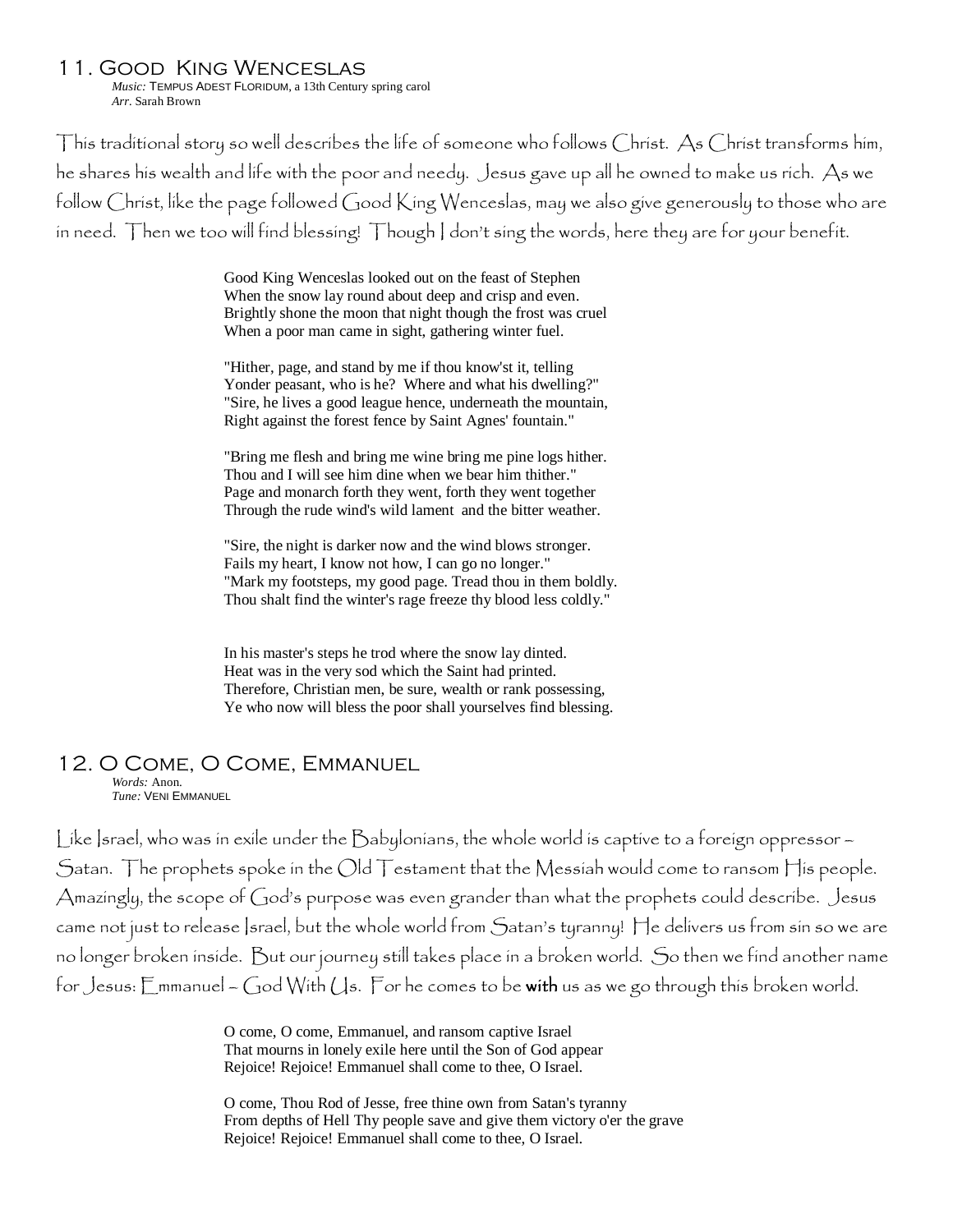## 11. Good King Wenceslas

*Music:* TEMPUS ADEST FLORIDUM, a 13th Century spring carol
*Arr.* Sarah Brown

This traditional story so well describes the life of someone who follows Christ. As Christ transforms him, he shares his wealth and life with the poor and needy. Jesus gave up all he owned to make us rich. As we follow Christ, like the page followed Good King Wenceslas, may we also give generously to those who are in need. Then we too will find blessing! Though I don't sing the words, here they are for your benefit.

Good King Wenceslas looked out on the feast of Stephen
When the snow lay round about deep and crisp and even.
Brightly shone the moon that night though the frost was cruel
When a poor man came in sight, gathering winter fuel.

"Hither, page, and stand by me if thou know'st it, telling
Yonder peasant, who is he? Where and what his dwelling?"
"Sire, he lives a good league hence, underneath the mountain,
Right against the forest fence by Saint Agnes' fountain."

"Bring me flesh and bring me wine bring me pine logs hither.
Thou and I will see him dine when we bear him thither."
Page and monarch forth they went, forth they went together
Through the rude wind's wild lament and the bitter weather.

"Sire, the night is darker now and the wind blows stronger.
Fails my heart, I know not how, I can go no longer."
"Mark my footsteps, my good page. Tread thou in them boldly.
Thou shalt find the winter's rage freeze thy blood less coldly."

In his master's steps he trod where the snow lay dinted.
Heat was in the very sod which the Saint had printed.
Therefore, Christian men, be sure, wealth or rank possessing,
Ye who now will bless the poor shall yourselves find blessing.

## 12. O Come, O Come, Emmanuel

*Words:* Anon.
*Tune:* VENI EMMANUEL

Like Israel, who was in exile under the Babylonians, the whole world is captive to a foreign oppressor – Satan. The prophets spoke in the Old Testament that the Messiah would come to ransom His people. Amazingly, the scope of God's purpose was even grander than what the prophets could describe. Jesus came not just to release Israel, but the whole world from Satan's tyranny! He delivers us from sin so we are no longer broken inside. But our journey still takes place in a broken world. So then we find another name for Jesus: Emmanuel – God With Us. For he comes to be **with** us as we go through this broken world.

O come, O come, Emmanuel, and ransom captive Israel
That mourns in lonely exile here until the Son of God appear
Rejoice! Rejoice! Emmanuel shall come to thee, O Israel.

O come, Thou Rod of Jesse, free thine own from Satan's tyranny
From depths of Hell Thy people save and give them victory o'er the grave
Rejoice! Rejoice! Emmanuel shall come to thee, O Israel.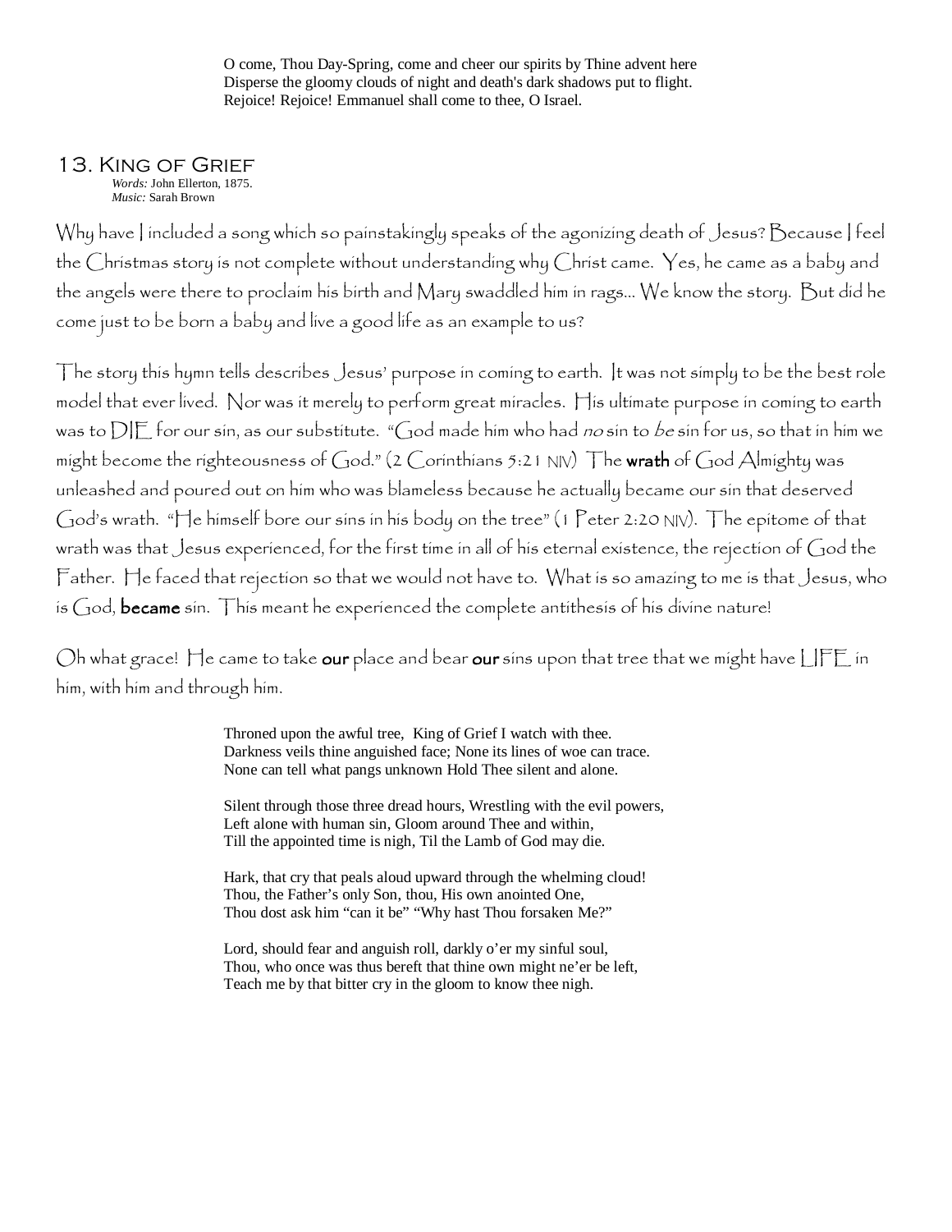O come, Thou Day-Spring, come and cheer our spirits by Thine advent here
Disperse the gloomy clouds of night and death's dark shadows put to flight.
Rejoice! Rejoice! Emmanuel shall come to thee, O Israel.

## 13. King of Grief

*Words:* John Ellerton, 1875.
*Music:* Sarah Brown

Why have I included a song which so painstakingly speaks of the agonizing death of Jesus? Because I feel the Christmas story is not complete without understanding why Christ came. Yes, he came as a baby and the angels were there to proclaim his birth and Mary swaddled him in rags... We know the story. But did he come just to be born a baby and live a good life as an example to us?

The story this hymn tells describes Jesus' purpose in coming to earth. It was not simply to be the best role model that ever lived. Nor was it merely to perform great miracles. His ultimate purpose in coming to earth was to DIE for our sin, as our substitute. "God made him who had *no* sin to *be* sin for us, so that in him we might become the righteousness of God." (2 Corinthians 5:21 NIV) The **wrath** of God Almighty was unleashed and poured out on him who was blameless because he actually became our sin that deserved God's wrath. "He himself bore our sins in his body on the tree" (1 Peter 2:20 NIV). The epitome of that wrath was that Jesus experienced, for the first time in all of his eternal existence, the rejection of God the Father. He faced that rejection so that we would not have to. What is so amazing to me is that Jesus, who is God, **became** sin. This meant he experienced the complete antithesis of his divine nature!

Oh what grace! He came to take **our** place and bear **our** sins upon that tree that we might have LIFE in him, with him and through him.

Throned upon the awful tree, King of Grief I watch with thee.
Darkness veils thine anguished face; None its lines of woe can trace.
None can tell what pangs unknown Hold Thee silent and alone.

Silent through those three dread hours, Wrestling with the evil powers,
Left alone with human sin, Gloom around Thee and within,
Till the appointed time is nigh, Til the Lamb of God may die.

Hark, that cry that peals aloud upward through the whelming cloud!
Thou, the Father's only Son, thou, His own anointed One,
Thou dost ask him "can it be" "Why hast Thou forsaken Me?"

Lord, should fear and anguish roll, darkly o'er my sinful soul,
Thou, who once was thus bereft that thine own might ne'er be left,
Teach me by that bitter cry in the gloom to know thee nigh.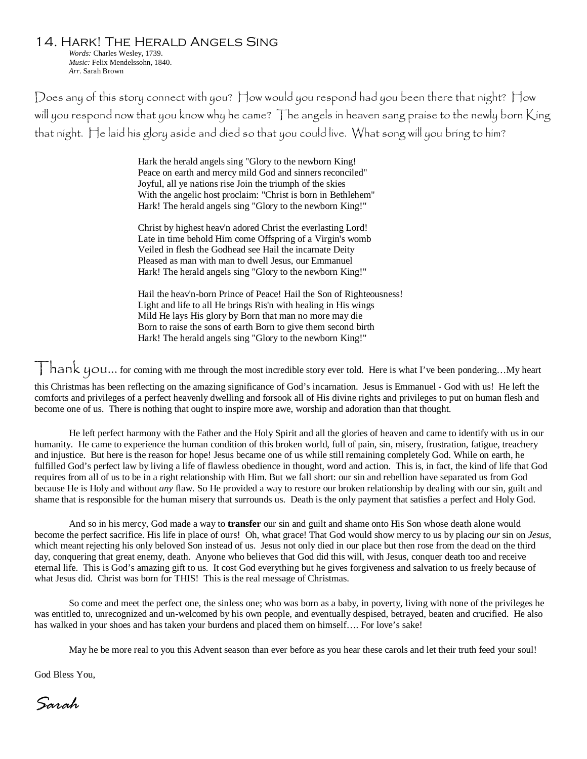## 14. Hark! The Herald Angels Sing

*Words:* Charles Wesley, 1739.
*Music:* Felix Mendelssohn, 1840.
*Arr.* Sarah Brown

Does any of this story connect with you? How would you respond had you been there that night? How will you respond now that you know why he came? The angels in heaven sang praise to the newly born King that night. He laid his glory aside and died so that you could live. What song will you bring to him?

Hark the herald angels sing "Glory to the newborn King!
Peace on earth and mercy mild God and sinners reconciled"
Joyful, all ye nations rise Join the triumph of the skies
With the angelic host proclaim: "Christ is born in Bethlehem"
Hark! The herald angels sing "Glory to the newborn King!"

Christ by highest heav'n adored Christ the everlasting Lord!
Late in time behold Him come Offspring of a Virgin's womb
Veiled in flesh the Godhead see Hail the incarnate Deity
Pleased as man with man to dwell Jesus, our Emmanuel
Hark! The herald angels sing "Glory to the newborn King!"

Hail the heav'n-born Prince of Peace! Hail the Son of Righteousness!
Light and life to all He brings Ris'n with healing in His wings
Mild He lays His glory by Born that man no more may die
Born to raise the sons of earth Born to give them second birth
Hark! The herald angels sing "Glory to the newborn King!"

Thank you… for coming with me through the most incredible story ever told. Here is what I've been pondering…My heart this Christmas has been reflecting on the amazing significance of God's incarnation. Jesus is Emmanuel - God with us! He left the comforts and privileges of a perfect heavenly dwelling and forsook all of His divine rights and privileges to put on human flesh and become one of us. There is nothing that ought to inspire more awe, worship and adoration than that thought.

He left perfect harmony with the Father and the Holy Spirit and all the glories of heaven and came to identify with us in our humanity. He came to experience the human condition of this broken world, full of pain, sin, misery, frustration, fatigue, treachery and injustice. But here is the reason for hope! Jesus became one of us while still remaining completely God. While on earth, he fulfilled God's perfect law by living a life of flawless obedience in thought, word and action. This is, in fact, the kind of life that God requires from all of us to be in a right relationship with Him. But we fall short: our sin and rebellion have separated us from God because He is Holy and without *any* flaw. So He provided a way to restore our broken relationship by dealing with our sin, guilt and shame that is responsible for the human misery that surrounds us. Death is the only payment that satisfies a perfect and Holy God.

And so in his mercy, God made a way to **transfer** our sin and guilt and shame onto His Son whose death alone would become the perfect sacrifice. His life in place of ours! Oh, what grace! That God would show mercy to us by placing *our* sin on *Jesus*, which meant rejecting his only beloved Son instead of us. Jesus not only died in our place but then rose from the dead on the third day, conquering that great enemy, death. Anyone who believes that God did this will, with Jesus, conquer death too and receive eternal life. This is God's amazing gift to us. It cost God everything but he gives forgiveness and salvation to us freely because of what Jesus did. Christ was born for THIS! This is the real message of Christmas.

So come and meet the perfect one, the sinless one; who was born as a baby, in poverty, living with none of the privileges he was entitled to, unrecognized and un-welcomed by his own people, and eventually despised, betrayed, beaten and crucified. He also has walked in your shoes and has taken your burdens and placed them on himself…. For love's sake!

May he be more real to you this Advent season than ever before as you hear these carols and let their truth feed your soul!

God Bless You,

*Sarah*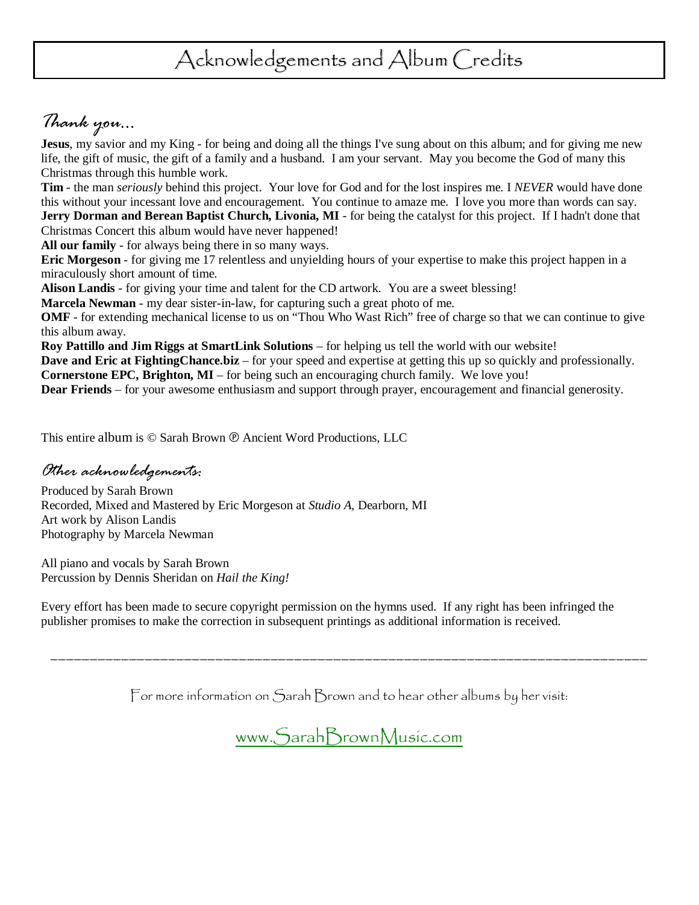# Acknowledgements and Album Credits

## *Thank you…*

**Jesus**, my savior and my King - for being and doing all the things I've sung about on this album; and for giving me new life, the gift of music, the gift of a family and a husband. I am your servant. May you become the God of many this Christmas through this humble work.

**Tim** - the man *seriously* behind this project. Your love for God and for the lost inspires me. I *NEVER* would have done this without your incessant love and encouragement. You continue to amaze me. I love you more than words can say.

**Jerry Dorman and Berean Baptist Church, Livonia, MI** - for being the catalyst for this project. If I hadn't done that Christmas Concert this album would have never happened!

**All our family** - for always being there in so many ways.

**Eric Morgeson** - for giving me 17 relentless and unyielding hours of your expertise to make this project happen in a miraculously short amount of time.

**Alison Landis** - for giving your time and talent for the CD artwork. You are a sweet blessing!

**Marcela Newman** - my dear sister-in-law, for capturing such a great photo of me.

**OMF** - for extending mechanical license to us on "Thou Who Wast Rich" free of charge so that we can continue to give this album away.

**Roy Pattillo and Jim Riggs at SmartLink Solutions** – for helping us tell the world with our website!

**Dave and Eric at FightingChance.biz** – for your speed and expertise at getting this up so quickly and professionally.

**Cornerstone EPC, Brighton, MI** – for being such an encouraging church family. We love you!

**Dear Friends** – for your awesome enthusiasm and support through prayer, encouragement and financial generosity.

This entire album is © Sarah Brown ℗ Ancient Word Productions, LLC

## *Other acknowledgements:*

Produced by Sarah Brown
Recorded, Mixed and Mastered by Eric Morgeson at *Studio A*, Dearborn, MI
Art work by Alison Landis
Photography by Marcela Newman

All piano and vocals by Sarah Brown
Percussion by Dennis Sheridan on *Hail the King!*

Every effort has been made to secure copyright permission on the hymns used. If any right has been infringed the publisher promises to make the correction in subsequent printings as additional information is received.

---

For more information on Sarah Brown and to hear other albums by her visit:

www.SarahBrownMusic.com